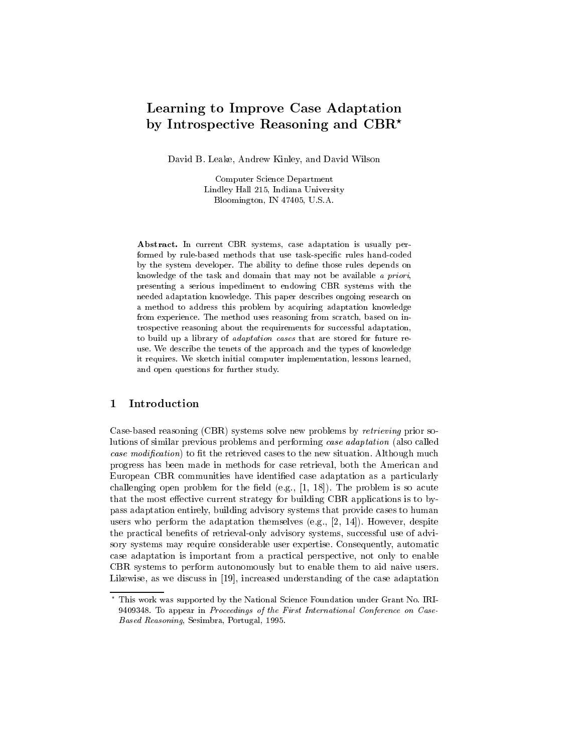# Learning to Improve Case Adaptation by Introspective Reasoning and CBR*

David B. Leake, Andrew Kinley, and David Wilson

Computer Science Department
Lindley Hall 215, Indiana University
Bloomington, IN 47405, U.S.A.

**Abstract.** In current CBR systems, case adaptation is usually performed by rule-based methods that use task-specific rules hand-coded by the system developer. The ability to define those rules depends on knowledge of the task and domain that may not be available *a priori*, presenting a serious impediment to endowing CBR systems with the needed adaptation knowledge. This paper describes ongoing research on a method to address this problem by acquiring adaptation knowledge from experience. The method uses reasoning from scratch, based on introspective reasoning about the requirements for successful adaptation, to build up a library of *adaptation cases* that are stored for future reuse. We describe the tenets of the approach and the types of knowledge it requires. We sketch initial computer implementation, lessons learned, and open questions for further study.

## 1 Introduction

Case-based reasoning (CBR) systems solve new problems by *retrieving* prior solutions of similar previous problems and performing *case adaptation* (also called *case modification*) to fit the retrieved cases to the new situation. Although much progress has been made in methods for case retrieval, both the American and European CBR communities have identified case adaptation as a particularly challenging open problem for the field (e.g., [1, 18]). The problem is so acute that the most effective current strategy for building CBR applications is to bypass adaptation entirely, building advisory systems that provide cases to human users who perform the adaptation themselves (e.g., [2, 14]). However, despite the practical benefits of retrieval-only advisory systems, successful use of advisory systems may require considerable user expertise. Consequently, automatic case adaptation is important from a practical perspective, not only to enable CBR systems to perform autonomously but to enable them to aid naive users. Likewise, as we discuss in [19], increased understanding of the case adaptation

* This work was supported by the National Science Foundation under Grant No. IRI-9409348. To appear in *Proceedings of the First International Conference on Case-Based Reasoning*, Sesimbra, Portugal, 1995.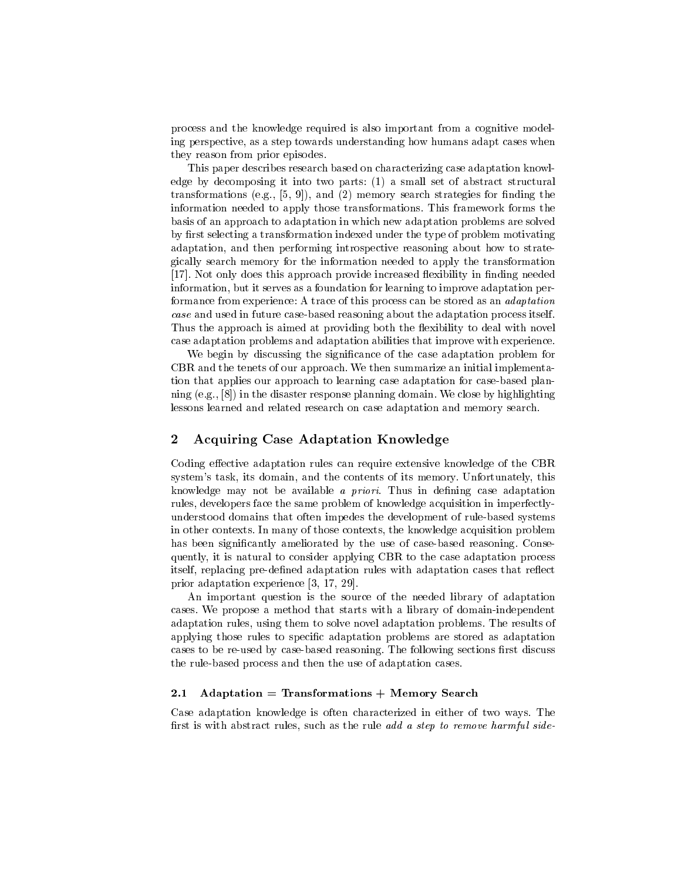process and the knowledge required is also important from a cognitive modeling perspective, as a step towards understanding how humans adapt cases when they reason from prior episodes.

This paper describes research based on characterizing case adaptation knowledge by decomposing it into two parts: (1) a small set of abstract structural transformations (e.g., [5, 9]), and (2) memory search strategies for finding the information needed to apply those transformations. This framework forms the basis of an approach to adaptation in which new adaptation problems are solved by first selecting a transformation indexed under the type of problem motivating adaptation, and then performing introspective reasoning about how to strategically search memory for the information needed to apply the transformation [17]. Not only does this approach provide increased flexibility in finding needed information, but it serves as a foundation for learning to improve adaptation performance from experience: A trace of this process can be stored as an *adaptation case* and used in future case-based reasoning about the adaptation process itself. Thus the approach is aimed at providing both the flexibility to deal with novel case adaptation problems and adaptation abilities that improve with experience.

We begin by discussing the significance of the case adaptation problem for CBR and the tenets of our approach. We then summarize an initial implementation that applies our approach to learning case adaptation for case-based planning (e.g., [8]) in the disaster response planning domain. We close by highlighting lessons learned and related research on case adaptation and memory search.

## 2 Acquiring Case Adaptation Knowledge

Coding effective adaptation rules can require extensive knowledge of the CBR system's task, its domain, and the contents of its memory. Unfortunately, this knowledge may not be available *a priori*. Thus in defining case adaptation rules, developers face the same problem of knowledge acquisition in imperfectly-understood domains that often impedes the development of rule-based systems in other contexts. In many of those contexts, the knowledge acquisition problem has been significantly ameliorated by the use of case-based reasoning. Consequently, it is natural to consider applying CBR to the case adaptation process itself, replacing pre-defined adaptation rules with adaptation cases that reflect prior adaptation experience [3, 17, 29].

An important question is the source of the needed library of adaptation cases. We propose a method that starts with a library of domain-independent adaptation rules, using them to solve novel adaptation problems. The results of applying those rules to specific adaptation problems are stored as adaptation cases to be re-used by case-based reasoning. The following sections first discuss the rule-based process and then the use of adaptation cases.

### 2.1 Adaptation = Transformations + Memory Search

Case adaptation knowledge is often characterized in either of two ways. The first is with abstract rules, such as the rule *add a step to remove harmful side-*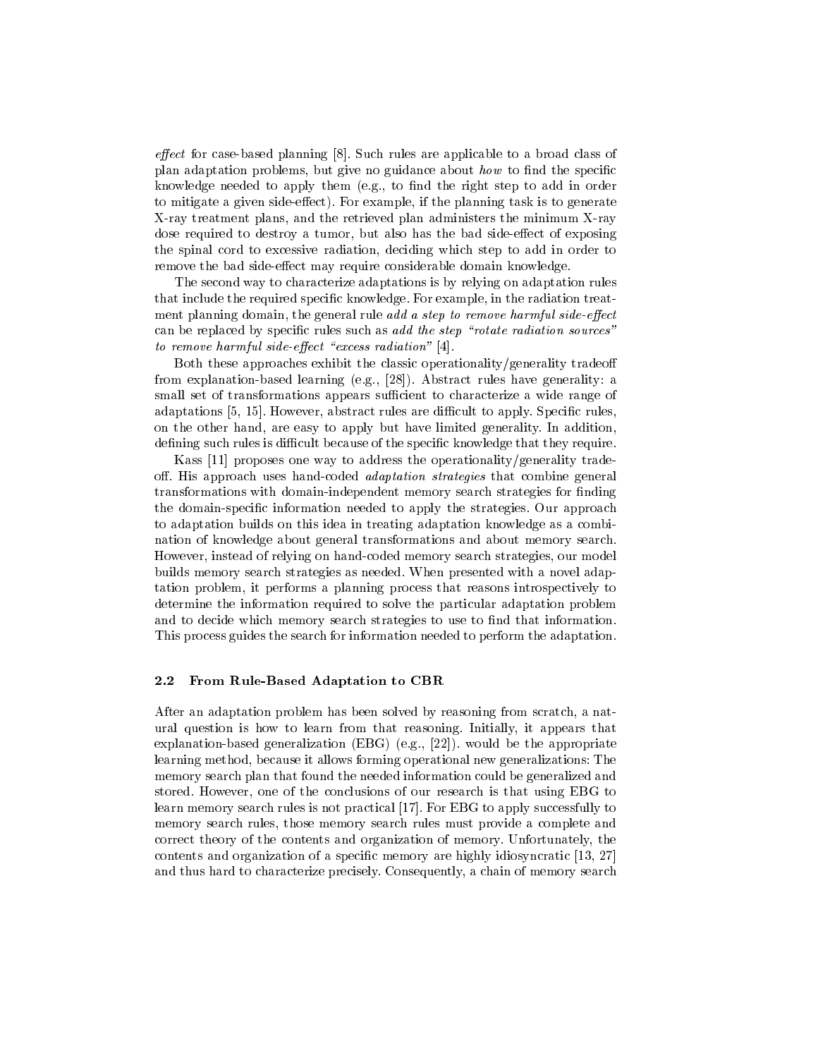*effect* for case-based planning [8]. Such rules are applicable to a broad class of plan adaptation problems, but give no guidance about *how* to find the specific knowledge needed to apply them (e.g., to find the right step to add in order to mitigate a given side-effect). For example, if the planning task is to generate X-ray treatment plans, and the retrieved plan administers the minimum X-ray dose required to destroy a tumor, but also has the bad side-effect of exposing the spinal cord to excessive radiation, deciding which step to add in order to remove the bad side-effect may require considerable domain knowledge.

The second way to characterize adaptations is by relying on adaptation rules that include the required specific knowledge. For example, in the radiation treatment planning domain, the general rule *add a step to remove harmful side-effect* can be replaced by specific rules such as *add the step "rotate radiation sources" to remove harmful side-effect "excess radiation"* [4].

Both these approaches exhibit the classic operationality/generality tradeoff from explanation-based learning (e.g., [28]). Abstract rules have generality: a small set of transformations appears sufficient to characterize a wide range of adaptations [5, 15]. However, abstract rules are difficult to apply. Specific rules, on the other hand, are easy to apply but have limited generality. In addition, defining such rules is difficult because of the specific knowledge that they require.

Kass [11] proposes one way to address the operationality/generality tradeoff. His approach uses hand-coded *adaptation strategies* that combine general transformations with domain-independent memory search strategies for finding the domain-specific information needed to apply the strategies. Our approach to adaptation builds on this idea in treating adaptation knowledge as a combination of knowledge about general transformations and about memory search. However, instead of relying on hand-coded memory search strategies, our model builds memory search strategies as needed. When presented with a novel adaptation problem, it performs a planning process that reasons introspectively to determine the information required to solve the particular adaptation problem and to decide which memory search strategies to use to find that information. This process guides the search for information needed to perform the adaptation.

### 2.2 From Rule-Based Adaptation to CBR

After an adaptation problem has been solved by reasoning from scratch, a natural question is how to learn from that reasoning. Initially, it appears that explanation-based generalization (EBG) (e.g., [22]). would be the appropriate learning method, because it allows forming operational new generalizations: The memory search plan that found the needed information could be generalized and stored. However, one of the conclusions of our research is that using EBG to learn memory search rules is not practical [17]. For EBG to apply successfully to memory search rules, those memory search rules must provide a complete and correct theory of the contents and organization of memory. Unfortunately, the contents and organization of a specific memory are highly idiosyncratic [13, 27] and thus hard to characterize precisely. Consequently, a chain of memory search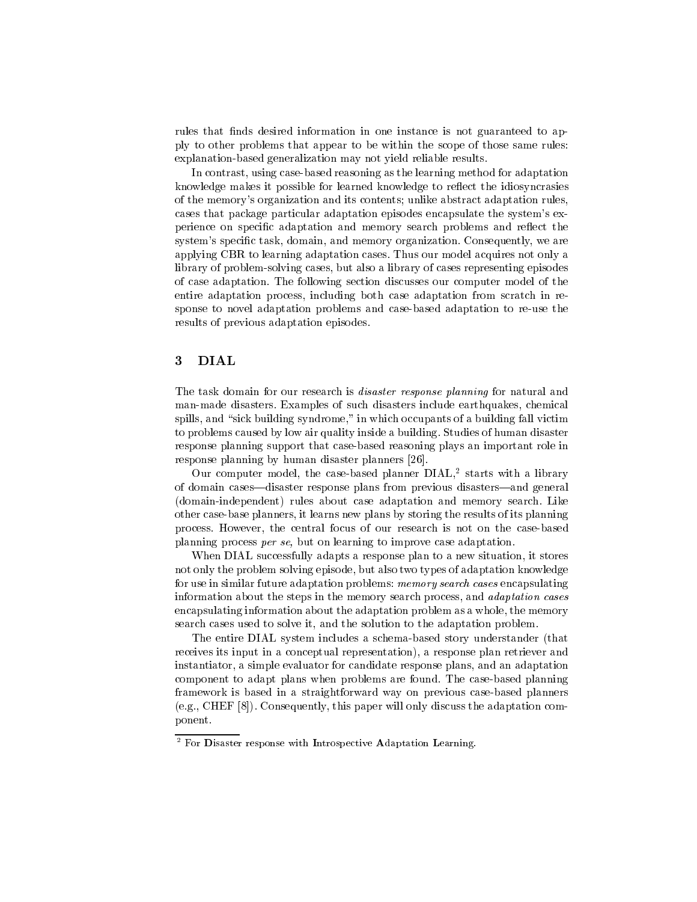rules that finds desired information in one instance is not guaranteed to apply to other problems that appear to be within the scope of those same rules: explanation-based generalization may not yield reliable results.

In contrast, using case-based reasoning as the learning method for adaptation knowledge makes it possible for learned knowledge to reflect the idiosyncrasies of the memory's organization and its contents; unlike abstract adaptation rules, cases that package particular adaptation episodes encapsulate the system's experience on specific adaptation and memory search problems and reflect the system's specific task, domain, and memory organization. Consequently, we are applying CBR to learning adaptation cases. Thus our model acquires not only a library of problem-solving cases, but also a library of cases representing episodes of case adaptation. The following section discusses our computer model of the entire adaptation process, including both case adaptation from scratch in response to novel adaptation problems and case-based adaptation to re-use the results of previous adaptation episodes.

## 3 DIAL

The task domain for our research is *disaster response planning* for natural and man-made disasters. Examples of such disasters include earthquakes, chemical spills, and "sick building syndrome," in which occupants of a building fall victim to problems caused by low air quality inside a building. Studies of human disaster response planning support that case-based reasoning plays an important role in response planning by human disaster planners [26].

Our computer model, the case-based planner DIAL,[2] starts with a library of domain cases—disaster response plans from previous disasters—and general (domain-independent) rules about case adaptation and memory search. Like other case-base planners, it learns new plans by storing the results of its planning process. However, the central focus of our research is not on the case-based planning process *per se,* but on learning to improve case adaptation.

When DIAL successfully adapts a response plan to a new situation, it stores not only the problem solving episode, but also two types of adaptation knowledge for use in similar future adaptation problems: *memory search cases* encapsulating information about the steps in the memory search process, and *adaptation cases* encapsulating information about the adaptation problem as a whole, the memory search cases used to solve it, and the solution to the adaptation problem.

The entire DIAL system includes a schema-based story understander (that receives its input in a conceptual representation), a response plan retriever and instantiator, a simple evaluator for candidate response plans, and an adaptation component to adapt plans when problems are found. The case-based planning framework is based in a straightforward way on previous case-based planners (e.g., CHEF [8]). Consequently, this paper will only discuss the adaptation component.

[2] For **D**isaster response with **I**ntrospective **A**daptation **L**earning.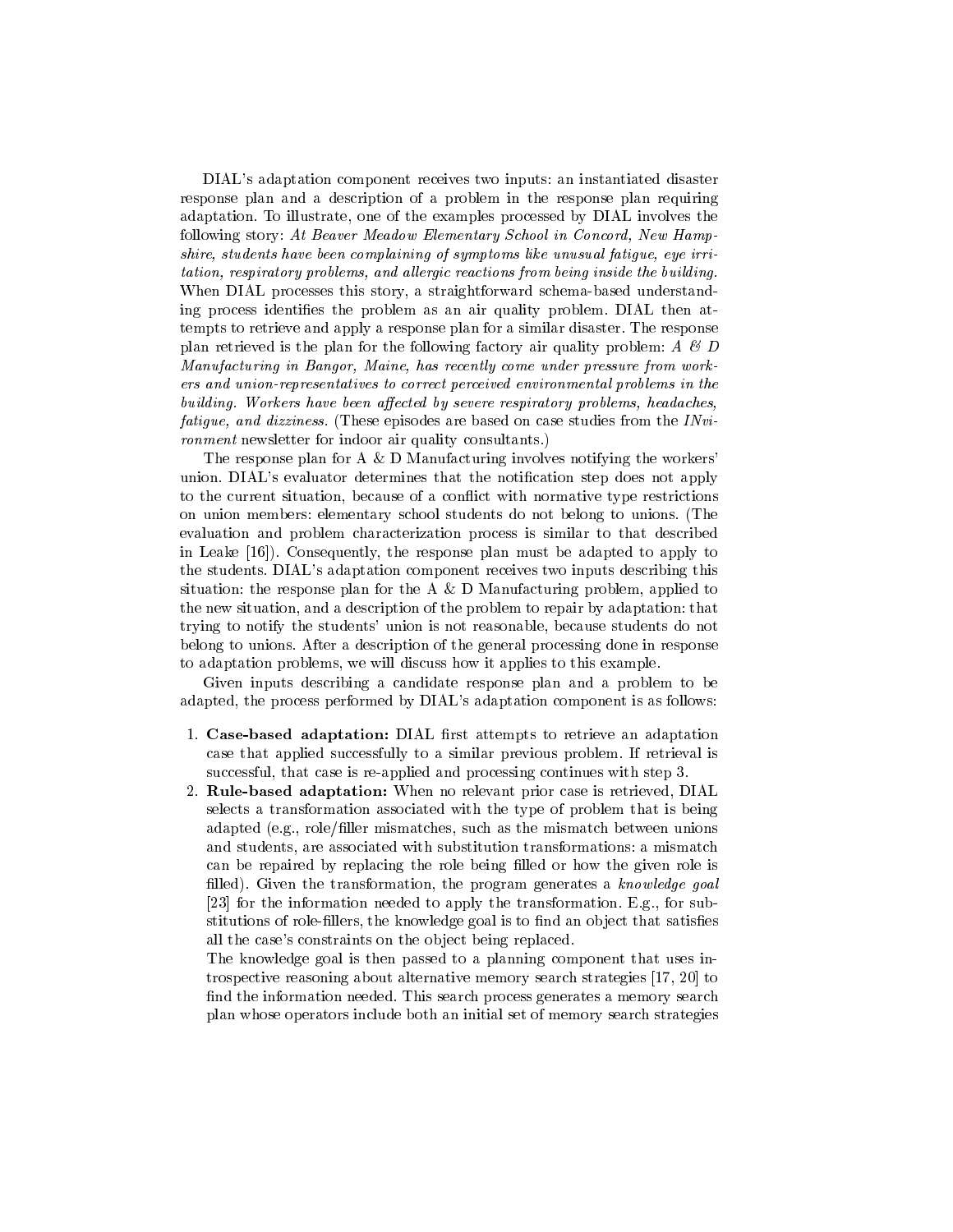DIAL's adaptation component receives two inputs: an instantiated disaster response plan and a description of a problem in the response plan requiring adaptation. To illustrate, one of the examples processed by DIAL involves the following story: *At Beaver Meadow Elementary School in Concord, New Hampshire, students have been complaining of symptoms like unusual fatigue, eye irritation, respiratory problems, and allergic reactions from being inside the building.* When DIAL processes this story, a straightforward schema-based understanding process identifies the problem as an air quality problem. DIAL then attempts to retrieve and apply a response plan for a similar disaster. The response plan retrieved is the plan for the following factory air quality problem: *A & D Manufacturing in Bangor, Maine, has recently come under pressure from workers and union-representatives to correct perceived environmental problems in the building. Workers have been affected by severe respiratory problems, headaches, fatigue, and dizziness.* (These episodes are based on case studies from the *INvironment* newsletter for indoor air quality consultants.)

The response plan for A & D Manufacturing involves notifying the workers' union. DIAL's evaluator determines that the notification step does not apply to the current situation, because of a conflict with normative type restrictions on union members: elementary school students do not belong to unions. (The evaluation and problem characterization process is similar to that described in Leake [16]). Consequently, the response plan must be adapted to apply to the students. DIAL's adaptation component receives two inputs describing this situation: the response plan for the A & D Manufacturing problem, applied to the new situation, and a description of the problem to repair by adaptation: that trying to notify the students' union is not reasonable, because students do not belong to unions. After a description of the general processing done in response to adaptation problems, we will discuss how it applies to this example.

Given inputs describing a candidate response plan and a problem to be adapted, the process performed by DIAL's adaptation component is as follows:

1. **Case-based adaptation:** DIAL first attempts to retrieve an adaptation case that applied successfully to a similar previous problem. If retrieval is successful, that case is re-applied and processing continues with step 3.
2. **Rule-based adaptation:** When no relevant prior case is retrieved, DIAL selects a transformation associated with the type of problem that is being adapted (e.g., role/filler mismatches, such as the mismatch between unions and students, are associated with substitution transformations: a mismatch can be repaired by replacing the role being filled or how the given role is filled). Given the transformation, the program generates a *knowledge goal* [23] for the information needed to apply the transformation. E.g., for substitutions of role-fillers, the knowledge goal is to find an object that satisfies all the case's constraints on the object being replaced.

   The knowledge goal is then passed to a planning component that uses introspective reasoning about alternative memory search strategies [17, 20] to find the information needed. This search process generates a memory search plan whose operators include both an initial set of memory search strategies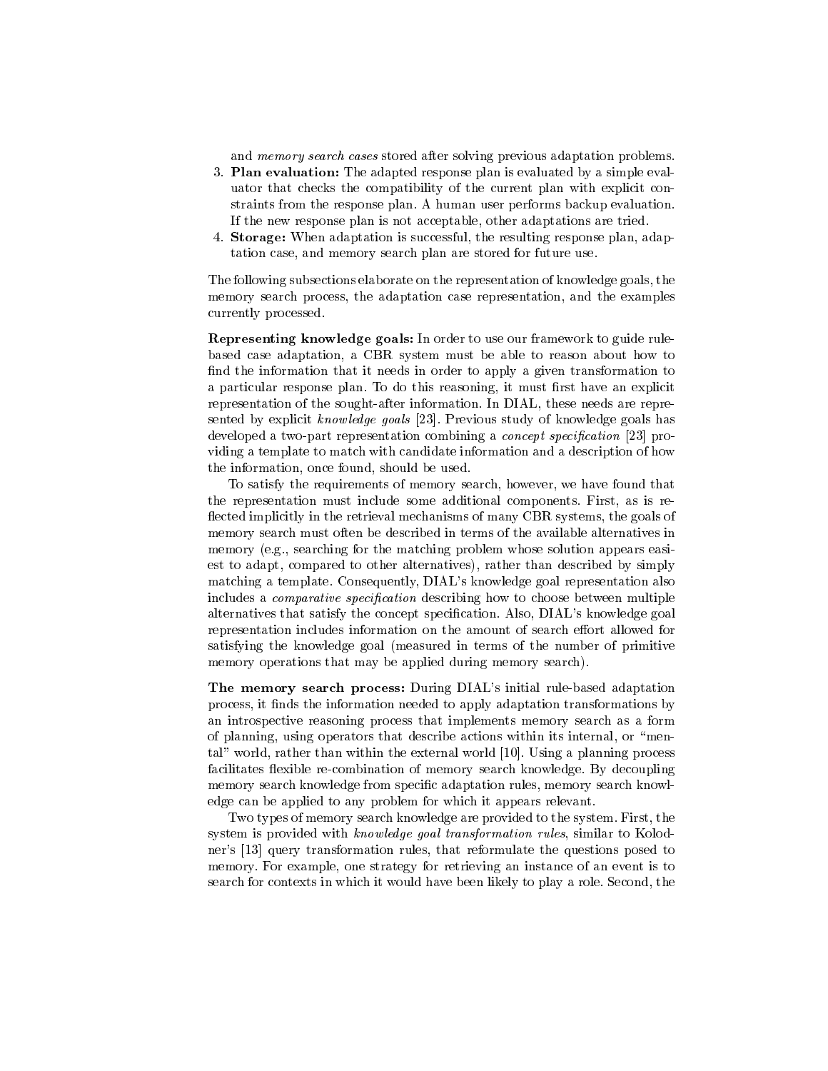and *memory search cases* stored after solving previous adaptation problems.

3. **Plan evaluation:** The adapted response plan is evaluated by a simple evaluator that checks the compatibility of the current plan with explicit constraints from the response plan. A human user performs backup evaluation. If the new response plan is not acceptable, other adaptations are tried.
4. **Storage:** When adaptation is successful, the resulting response plan, adaptation case, and memory search plan are stored for future use.

The following subsections elaborate on the representation of knowledge goals, the memory search process, the adaptation case representation, and the examples currently processed.

**Representing knowledge goals:** In order to use our framework to guide rule-based case adaptation, a CBR system must be able to reason about how to find the information that it needs in order to apply a given transformation to a particular response plan. To do this reasoning, it must first have an explicit representation of the sought-after information. In DIAL, these needs are represented by explicit *knowledge goals* [23]. Previous study of knowledge goals has developed a two-part representation combining a *concept specification* [23] providing a template to match with candidate information and a description of how the information, once found, should be used.

To satisfy the requirements of memory search, however, we have found that the representation must include some additional components. First, as is reflected implicitly in the retrieval mechanisms of many CBR systems, the goals of memory search must often be described in terms of the available alternatives in memory (e.g., searching for the matching problem whose solution appears easiest to adapt, compared to other alternatives), rather than described by simply matching a template. Consequently, DIAL's knowledge goal representation also includes a *comparative specification* describing how to choose between multiple alternatives that satisfy the concept specification. Also, DIAL's knowledge goal representation includes information on the amount of search effort allowed for satisfying the knowledge goal (measured in terms of the number of primitive memory operations that may be applied during memory search).

**The memory search process:** During DIAL's initial rule-based adaptation process, it finds the information needed to apply adaptation transformations by an introspective reasoning process that implements memory search as a form of planning, using operators that describe actions within its internal, or "mental" world, rather than within the external world [10]. Using a planning process facilitates flexible re-combination of memory search knowledge. By decoupling memory search knowledge from specific adaptation rules, memory search knowledge can be applied to any problem for which it appears relevant.

Two types of memory search knowledge are provided to the system. First, the system is provided with *knowledge goal transformation rules*, similar to Kolodner's [13] query transformation rules, that reformulate the questions posed to memory. For example, one strategy for retrieving an instance of an event is to search for contexts in which it would have been likely to play a role. Second, the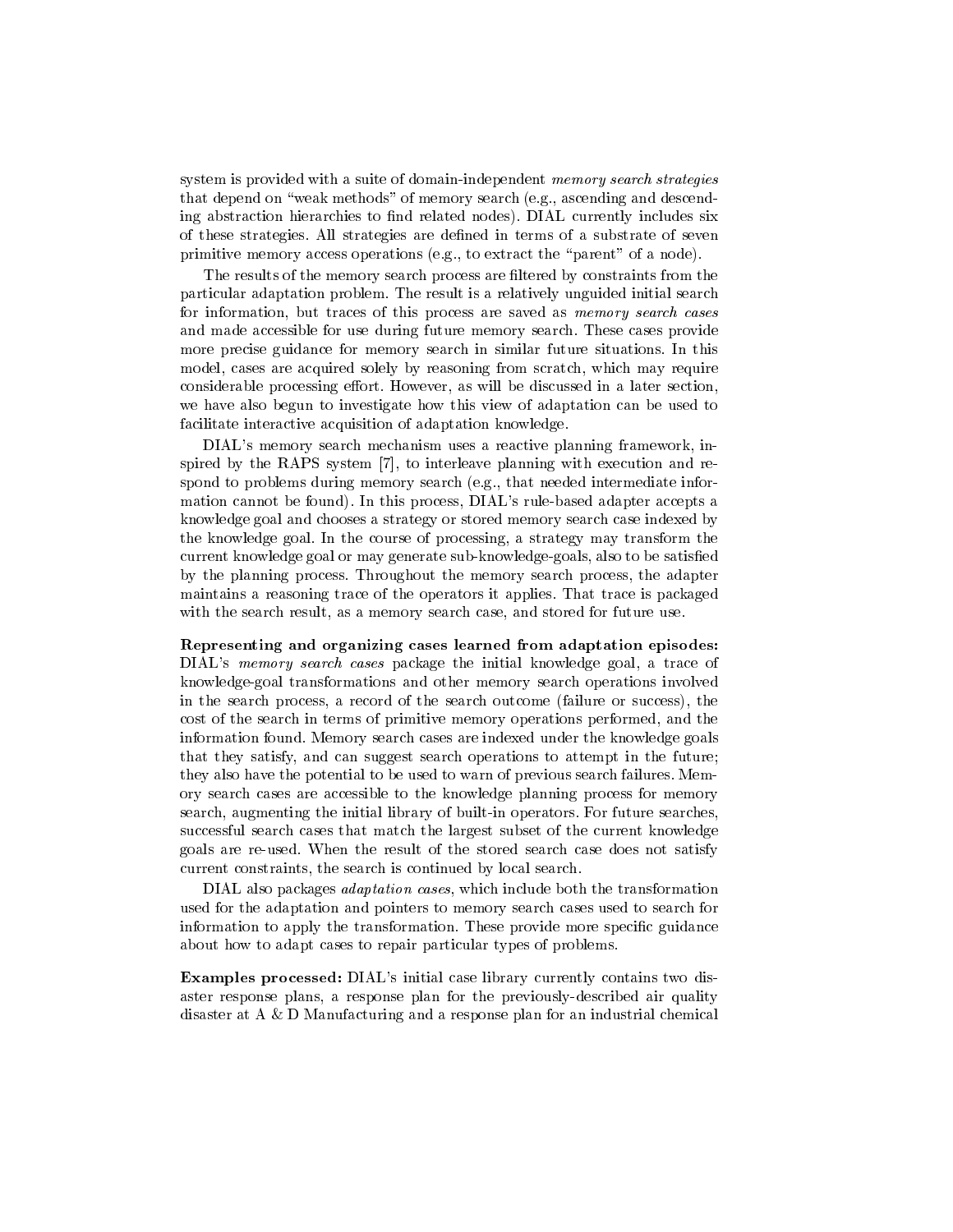system is provided with a suite of domain-independent *memory search strategies* that depend on "weak methods" of memory search (e.g., ascending and descending abstraction hierarchies to find related nodes). DIAL currently includes six of these strategies. All strategies are defined in terms of a substrate of seven primitive memory access operations (e.g., to extract the "parent" of a node).

The results of the memory search process are filtered by constraints from the particular adaptation problem. The result is a relatively unguided initial search for information, but traces of this process are saved as *memory search cases* and made accessible for use during future memory search. These cases provide more precise guidance for memory search in similar future situations. In this model, cases are acquired solely by reasoning from scratch, which may require considerable processing effort. However, as will be discussed in a later section, we have also begun to investigate how this view of adaptation can be used to facilitate interactive acquisition of adaptation knowledge.

DIAL's memory search mechanism uses a reactive planning framework, inspired by the RAPS system [7], to interleave planning with execution and respond to problems during memory search (e.g., that needed intermediate information cannot be found). In this process, DIAL's rule-based adapter accepts a knowledge goal and chooses a strategy or stored memory search case indexed by the knowledge goal. In the course of processing, a strategy may transform the current knowledge goal or may generate sub-knowledge-goals, also to be satisfied by the planning process. Throughout the memory search process, the adapter maintains a reasoning trace of the operators it applies. That trace is packaged with the search result, as a memory search case, and stored for future use.

**Representing and organizing cases learned from adaptation episodes:** DIAL's *memory search cases* package the initial knowledge goal, a trace of knowledge-goal transformations and other memory search operations involved in the search process, a record of the search outcome (failure or success), the cost of the search in terms of primitive memory operations performed, and the information found. Memory search cases are indexed under the knowledge goals that they satisfy, and can suggest search operations to attempt in the future; they also have the potential to be used to warn of previous search failures. Memory search cases are accessible to the knowledge planning process for memory search, augmenting the initial library of built-in operators. For future searches, successful search cases that match the largest subset of the current knowledge goals are re-used. When the result of the stored search case does not satisfy current constraints, the search is continued by local search.

DIAL also packages *adaptation cases*, which include both the transformation used for the adaptation and pointers to memory search cases used to search for information to apply the transformation. These provide more specific guidance about how to adapt cases to repair particular types of problems.

**Examples processed:** DIAL's initial case library currently contains two disaster response plans, a response plan for the previously-described air quality disaster at A & D Manufacturing and a response plan for an industrial chemical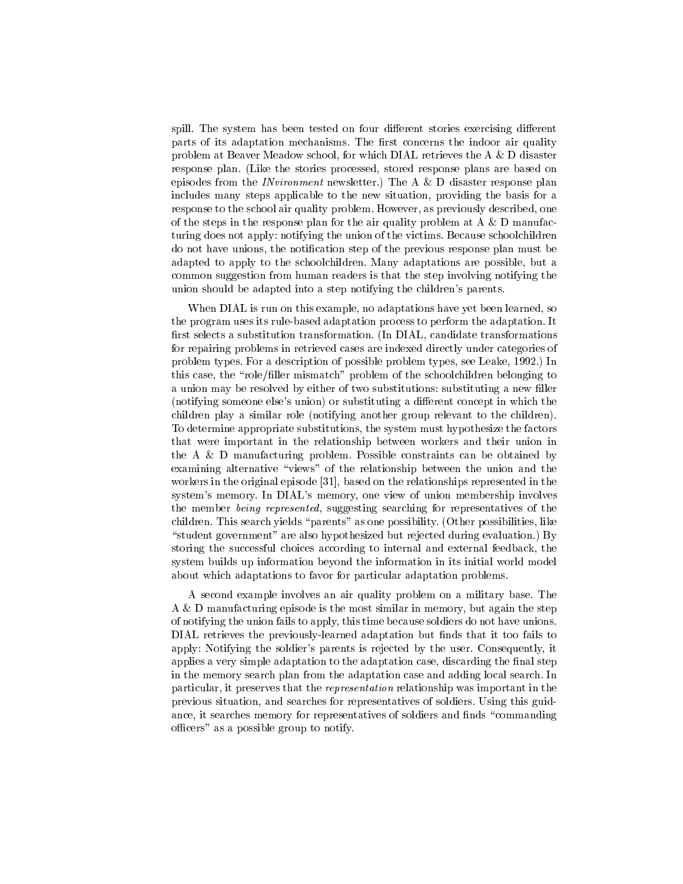spill. The system has been tested on four different stories exercising different parts of its adaptation mechanisms. The first concerns the indoor air quality problem at Beaver Meadow school, for which DIAL retrieves the A & D disaster response plan. (Like the stories processed, stored response plans are based on episodes from the *INvironment* newsletter.) The A & D disaster response plan includes many steps applicable to the new situation, providing the basis for a response to the school air quality problem. However, as previously described, one of the steps in the response plan for the air quality problem at A & D manufacturing does not apply: notifying the union of the victims. Because schoolchildren do not have unions, the notification step of the previous response plan must be adapted to apply to the schoolchildren. Many adaptations are possible, but a common suggestion from human readers is that the step involving notifying the union should be adapted into a step notifying the children's parents.

When DIAL is run on this example, no adaptations have yet been learned, so the program uses its rule-based adaptation process to perform the adaptation. It first selects a substitution transformation. (In DIAL, candidate transformations for repairing problems in retrieved cases are indexed directly under categories of problem types. For a description of possible problem types, see Leake, 1992.) In this case, the "role/filler mismatch" problem of the schoolchildren belonging to a union may be resolved by either of two substitutions: substituting a new filler (notifying someone else's union) or substituting a different concept in which the children play a similar role (notifying another group relevant to the children). To determine appropriate substitutions, the system must hypothesize the factors that were important in the relationship between workers and their union in the A & D manufacturing problem. Possible constraints can be obtained by examining alternative "views" of the relationship between the union and the workers in the original episode [31], based on the relationships represented in the system's memory. In DIAL's memory, one view of union membership involves the member *being represented*, suggesting searching for representatives of the children. This search yields "parents" as one possibility. (Other possibilities, like "student government" are also hypothesized but rejected during evaluation.) By storing the successful choices according to internal and external feedback, the system builds up information beyond the information in its initial world model about which adaptations to favor for particular adaptation problems.

A second example involves an air quality problem on a military base. The A & D manufacturing episode is the most similar in memory, but again the step of notifying the union fails to apply, this time because soldiers do not have unions. DIAL retrieves the previously-learned adaptation but finds that it too fails to apply: Notifying the soldier's parents is rejected by the user. Consequently, it applies a very simple adaptation to the adaptation case, discarding the final step in the memory search plan from the adaptation case and adding local search. In particular, it preserves that the *representation* relationship was important in the previous situation, and searches for representatives of soldiers. Using this guidance, it searches memory for representatives of soldiers and finds "commanding officers" as a possible group to notify.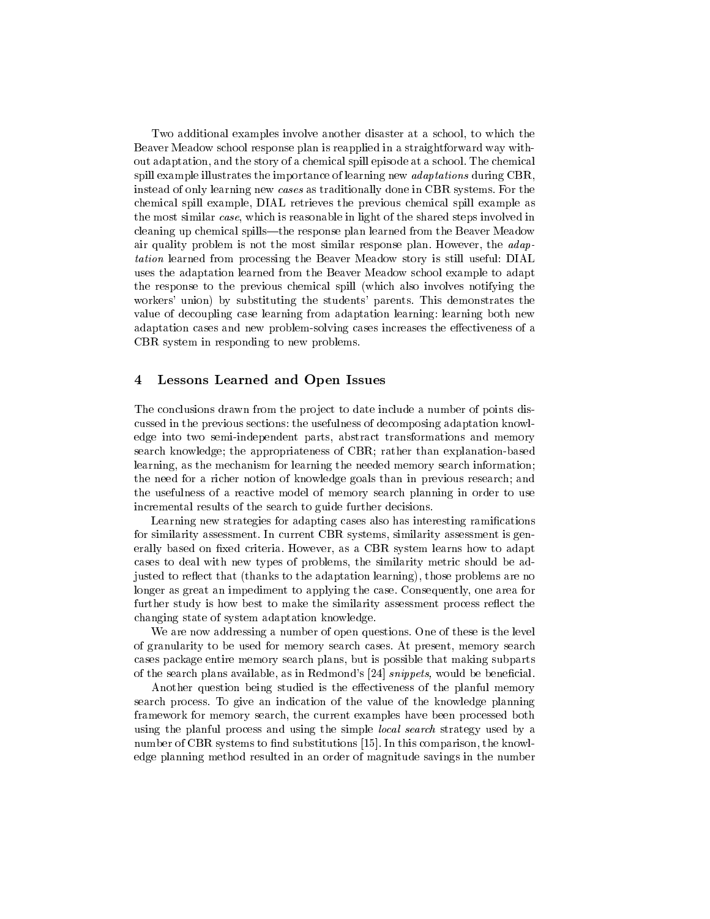Two additional examples involve another disaster at a school, to which the Beaver Meadow school response plan is reapplied in a straightforward way without adaptation, and the story of a chemical spill episode at a school. The chemical spill example illustrates the importance of learning new *adaptations* during CBR, instead of only learning new *cases* as traditionally done in CBR systems. For the chemical spill example, DIAL retrieves the previous chemical spill example as the most similar *case*, which is reasonable in light of the shared steps involved in cleaning up chemical spills—the response plan learned from the Beaver Meadow air quality problem is not the most similar response plan. However, the *adaptation* learned from processing the Beaver Meadow story is still useful: DIAL uses the adaptation learned from the Beaver Meadow school example to adapt the response to the previous chemical spill (which also involves notifying the workers' union) by substituting the students' parents. This demonstrates the value of decoupling case learning from adaptation learning: learning both new adaptation cases and new problem-solving cases increases the effectiveness of a CBR system in responding to new problems.

## 4 Lessons Learned and Open Issues

The conclusions drawn from the project to date include a number of points discussed in the previous sections: the usefulness of decomposing adaptation knowledge into two semi-independent parts, abstract transformations and memory search knowledge; the appropriateness of CBR; rather than explanation-based learning, as the mechanism for learning the needed memory search information; the need for a richer notion of knowledge goals than in previous research; and the usefulness of a reactive model of memory search planning in order to use incremental results of the search to guide further decisions.

Learning new strategies for adapting cases also has interesting ramifications for similarity assessment. In current CBR systems, similarity assessment is generally based on fixed criteria. However, as a CBR system learns how to adapt cases to deal with new types of problems, the similarity metric should be adjusted to reflect that (thanks to the adaptation learning), those problems are no longer as great an impediment to applying the case. Consequently, one area for further study is how best to make the similarity assessment process reflect the changing state of system adaptation knowledge.

We are now addressing a number of open questions. One of these is the level of granularity to be used for memory search cases. At present, memory search cases package entire memory search plans, but is possible that making subparts of the search plans available, as in Redmond's [24] *snippets*, would be beneficial.

Another question being studied is the effectiveness of the planful memory search process. To give an indication of the value of the knowledge planning framework for memory search, the current examples have been processed both using the planful process and using the simple *local search* strategy used by a number of CBR systems to find substitutions [15]. In this comparison, the knowledge planning method resulted in an order of magnitude savings in the number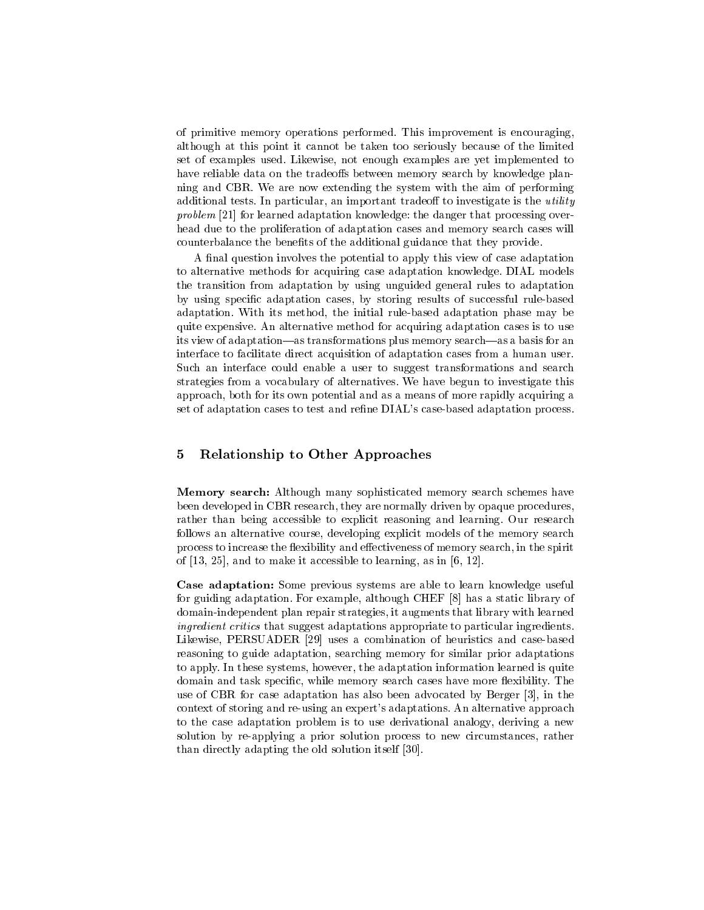of primitive memory operations performed. This improvement is encouraging, although at this point it cannot be taken too seriously because of the limited set of examples used. Likewise, not enough examples are yet implemented to have reliable data on the tradeoffs between memory search by knowledge planning and CBR. We are now extending the system with the aim of performing additional tests. In particular, an important tradeoff to investigate is the *utility problem* [21] for learned adaptation knowledge: the danger that processing overhead due to the proliferation of adaptation cases and memory search cases will counterbalance the benefits of the additional guidance that they provide.

A final question involves the potential to apply this view of case adaptation to alternative methods for acquiring case adaptation knowledge. DIAL models the transition from adaptation by using unguided general rules to adaptation by using specific adaptation cases, by storing results of successful rule-based adaptation. With its method, the initial rule-based adaptation phase may be quite expensive. An alternative method for acquiring adaptation cases is to use its view of adaptation—as transformations plus memory search—as a basis for an interface to facilitate direct acquisition of adaptation cases from a human user. Such an interface could enable a user to suggest transformations and search strategies from a vocabulary of alternatives. We have begun to investigate this approach, both for its own potential and as a means of more rapidly acquiring a set of adaptation cases to test and refine DIAL's case-based adaptation process.

## 5 Relationship to Other Approaches

**Memory search:** Although many sophisticated memory search schemes have been developed in CBR research, they are normally driven by opaque procedures, rather than being accessible to explicit reasoning and learning. Our research follows an alternative course, developing explicit models of the memory search process to increase the flexibility and effectiveness of memory search, in the spirit of [13, 25], and to make it accessible to learning, as in [6, 12].

**Case adaptation:** Some previous systems are able to learn knowledge useful for guiding adaptation. For example, although CHEF [8] has a static library of domain-independent plan repair strategies, it augments that library with learned *ingredient critics* that suggest adaptations appropriate to particular ingredients. Likewise, PERSUADER [29] uses a combination of heuristics and case-based reasoning to guide adaptation, searching memory for similar prior adaptations to apply. In these systems, however, the adaptation information learned is quite domain and task specific, while memory search cases have more flexibility. The use of CBR for case adaptation has also been advocated by Berger [3], in the context of storing and re-using an expert's adaptations. An alternative approach to the case adaptation problem is to use derivational analogy, deriving a new solution by re-applying a prior solution process to new circumstances, rather than directly adapting the old solution itself [30].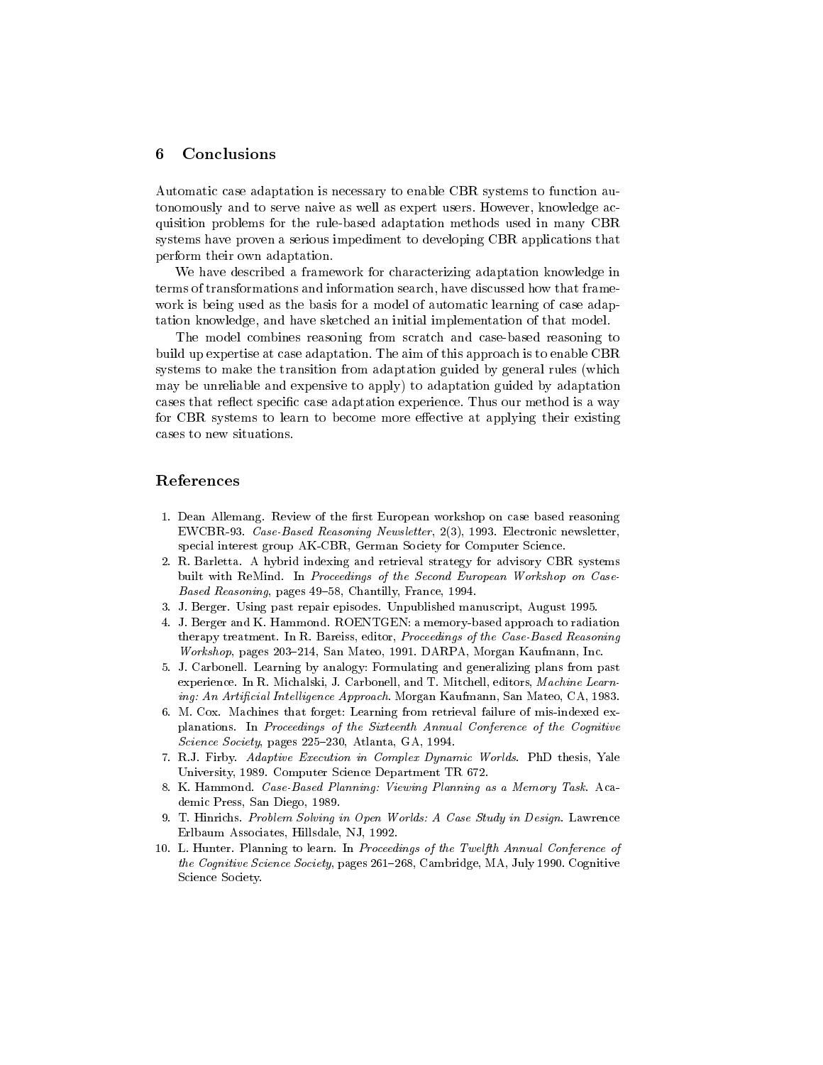## 6 Conclusions

Automatic case adaptation is necessary to enable CBR systems to function autonomously and to serve naive as well as expert users. However, knowledge acquisition problems for the rule-based adaptation methods used in many CBR systems have proven a serious impediment to developing CBR applications that perform their own adaptation.

We have described a framework for characterizing adaptation knowledge in terms of transformations and information search, have discussed how that framework is being used as the basis for a model of automatic learning of case adaptation knowledge, and have sketched an initial implementation of that model.

The model combines reasoning from scratch and case-based reasoning to build up expertise at case adaptation. The aim of this approach is to enable CBR systems to make the transition from adaptation guided by general rules (which may be unreliable and expensive to apply) to adaptation guided by adaptation cases that reflect specific case adaptation experience. Thus our method is a way for CBR systems to learn to become more effective at applying their existing cases to new situations.

## References

1. Dean Allemang. Review of the first European workshop on case based reasoning EWCBR-93. *Case-Based Reasoning Newsletter*, 2(3), 1993. Electronic newsletter, special interest group AK-CBR, German Society for Computer Science.
2. R. Barletta. A hybrid indexing and retrieval strategy for advisory CBR systems built with ReMind. In *Proceedings of the Second European Workshop on Case-Based Reasoning*, pages 49–58, Chantilly, France, 1994.
3. J. Berger. Using past repair episodes. Unpublished manuscript, August 1995.
4. J. Berger and K. Hammond. ROENTGEN: a memory-based approach to radiation therapy treatment. In R. Bareiss, editor, *Proceedings of the Case-Based Reasoning Workshop*, pages 203–214, San Mateo, 1991. DARPA, Morgan Kaufmann, Inc.
5. J. Carbonell. Learning by analogy: Formulating and generalizing plans from past experience. In R. Michalski, J. Carbonell, and T. Mitchell, editors, *Machine Learning: An Artificial Intelligence Approach*. Morgan Kaufmann, San Mateo, CA, 1983.
6. M. Cox. Machines that forget: Learning from retrieval failure of mis-indexed explanations. In *Proceedings of the Sixteenth Annual Conference of the Cognitive Science Society*, pages 225–230, Atlanta, GA, 1994.
7. R.J. Firby. *Adaptive Execution in Complex Dynamic Worlds*. PhD thesis, Yale University, 1989. Computer Science Department TR 672.
8. K. Hammond. *Case-Based Planning: Viewing Planning as a Memory Task*. Academic Press, San Diego, 1989.
9. T. Hinrichs. *Problem Solving in Open Worlds: A Case Study in Design*. Lawrence Erlbaum Associates, Hillsdale, NJ, 1992.
10. L. Hunter. Planning to learn. In *Proceedings of the Twelfth Annual Conference of the Cognitive Science Society*, pages 261–268, Cambridge, MA, July 1990. Cognitive Science Society.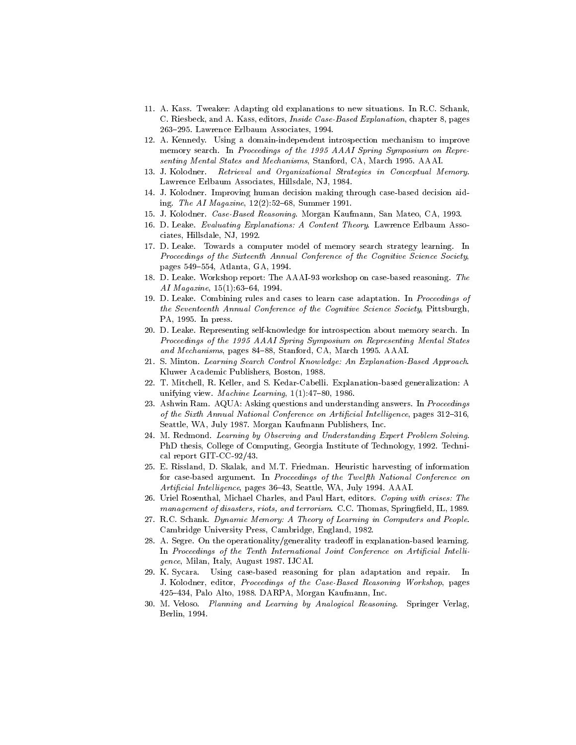11. A. Kass. Tweaker: Adapting old explanations to new situations. In R.C. Schank, C. Riesbeck, and A. Kass, editors, *Inside Case-Based Explanation*, chapter 8, pages 263–295. Lawrence Erlbaum Associates, 1994.
12. A. Kennedy. Using a domain-independent introspection mechanism to improve memory search. In *Proceedings of the 1995 AAAI Spring Symposium on Representing Mental States and Mechanisms*, Stanford, CA, March 1995. AAAI.
13. J. Kolodner. *Retrieval and Organizational Strategies in Conceptual Memory*. Lawrence Erlbaum Associates, Hillsdale, NJ, 1984.
14. J. Kolodner. Improving human decision making through case-based decision aiding. *The AI Magazine*, 12(2):52–68, Summer 1991.
15. J. Kolodner. *Case-Based Reasoning*. Morgan Kaufmann, San Mateo, CA, 1993.
16. D. Leake. *Evaluating Explanations: A Content Theory*. Lawrence Erlbaum Associates, Hillsdale, NJ, 1992.
17. D. Leake. Towards a computer model of memory search strategy learning. In *Proceedings of the Sixteenth Annual Conference of the Cognitive Science Society*, pages 549–554, Atlanta, GA, 1994.
18. D. Leake. Workshop report: The AAAI-93 workshop on case-based reasoning. *The AI Magazine*, 15(1):63–64, 1994.
19. D. Leake. Combining rules and cases to learn case adaptation. In *Proceedings of the Seventeenth Annual Conference of the Cognitive Science Society*, Pittsburgh, PA, 1995. In press.
20. D. Leake. Representing self-knowledge for introspection about memory search. In *Proceedings of the 1995 AAAI Spring Symposium on Representing Mental States and Mechanisms*, pages 84–88, Stanford, CA, March 1995. AAAI.
21. S. Minton. *Learning Search Control Knowledge: An Explanation-Based Approach*. Kluwer Academic Publishers, Boston, 1988.
22. T. Mitchell, R. Keller, and S. Kedar-Cabelli. Explanation-based generalization: A unifying view. *Machine Learning*, 1(1):47–80, 1986.
23. Ashwin Ram. AQUA: Asking questions and understanding answers. In *Proceedings of the Sixth Annual National Conference on Artificial Intelligence*, pages 312–316, Seattle, WA, July 1987. Morgan Kaufmann Publishers, Inc.
24. M. Redmond. *Learning by Observing and Understanding Expert Problem Solving*. PhD thesis, College of Computing, Georgia Institute of Technology, 1992. Technical report GIT-CC-92/43.
25. E. Rissland, D. Skalak, and M.T. Friedman. Heuristic harvesting of information for case-based argument. In *Proceedings of the Twelfth National Conference on Artificial Intelligence*, pages 36–43, Seattle, WA, July 1994. AAAI.
26. Uriel Rosenthal, Michael Charles, and Paul Hart, editors. *Coping with crises: The management of disasters, riots, and terrorism*. C.C. Thomas, Springfield, IL, 1989.
27. R.C. Schank. *Dynamic Memory: A Theory of Learning in Computers and People*. Cambridge University Press, Cambridge, England, 1982.
28. A. Segre. On the operationality/generality tradeoff in explanation-based learning. In *Proceedings of the Tenth International Joint Conference on Artificial Intelligence*, Milan, Italy, August 1987. IJCAI.
29. K. Sycara. Using case-based reasoning for plan adaptation and repair. In J. Kolodner, editor, *Proceedings of the Case-Based Reasoning Workshop*, pages 425–434, Palo Alto, 1988. DARPA, Morgan Kaufmann, Inc.
30. M. Veloso. *Planning and Learning by Analogical Reasoning*. Springer Verlag, Berlin, 1994.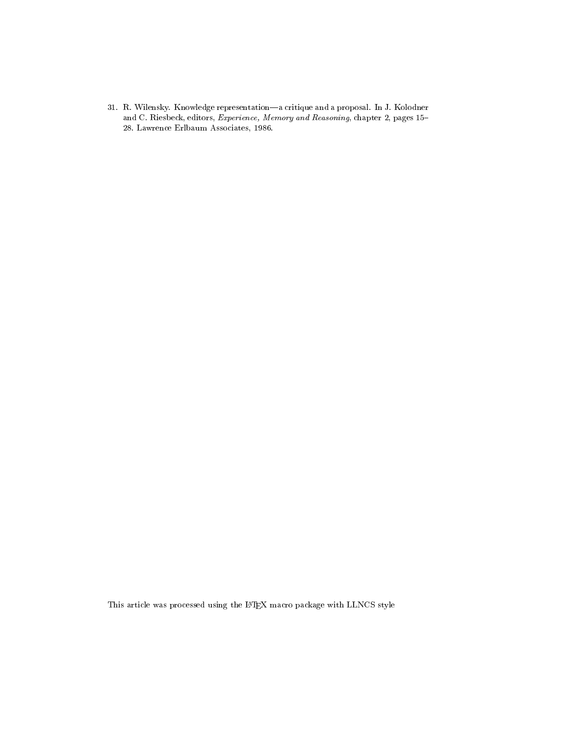31. R. Wilensky. Knowledge representation—a critique and a proposal. In J. Kolodner and C. Riesbeck, editors, *Experience, Memory and Reasoning*, chapter 2, pages 15–28. Lawrence Erlbaum Associates, 1986.

This article was processed using the LaTeX macro package with LLNCS style